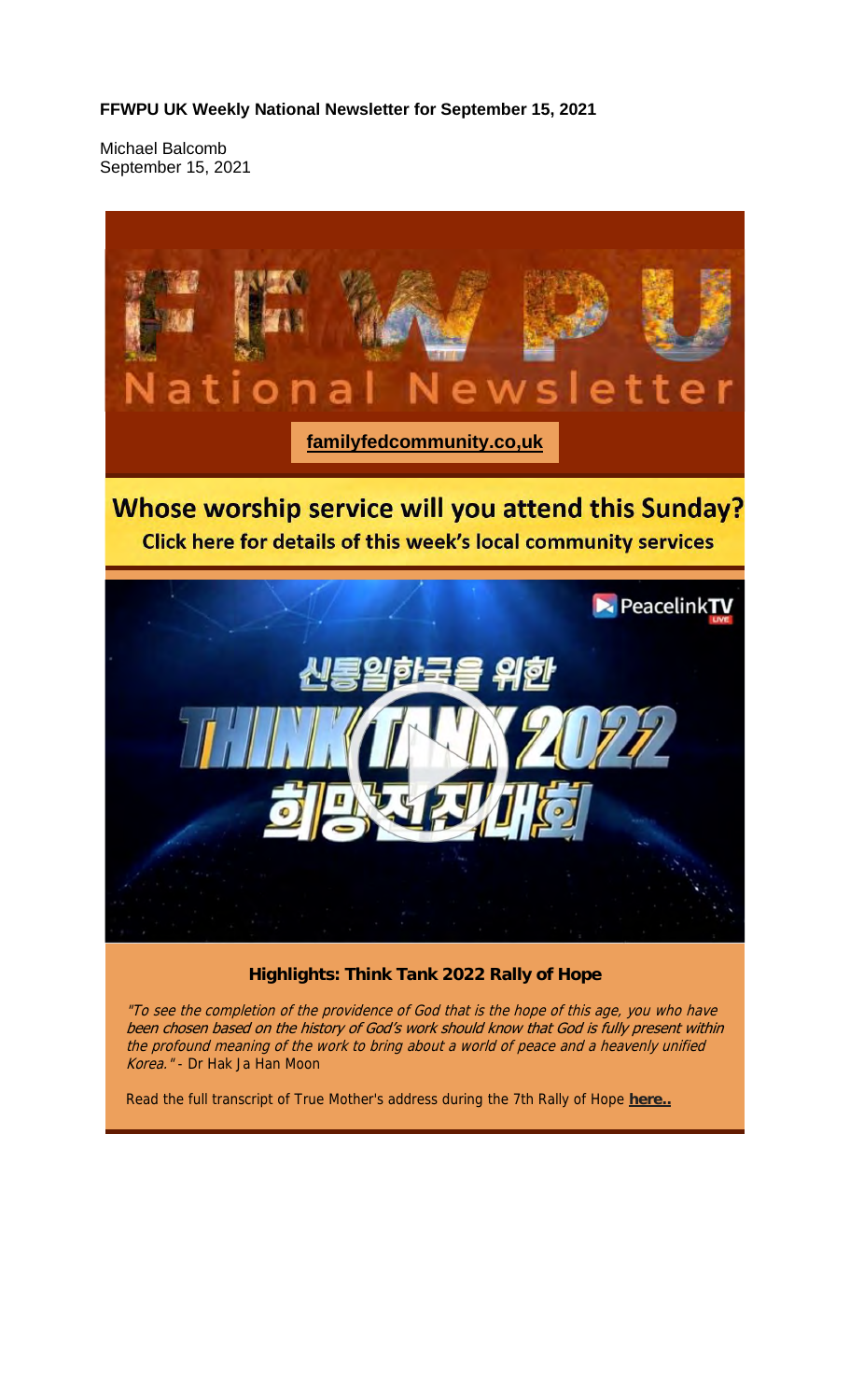**FFWPU UK Weekly National Newsletter for September 15, 2021**

Michael Balcomb
September 15, 2021

FFWPU

National Newsletter

**familyfedcommunity.co,uk**

## Whose worship service will you attend this Sunday?

**Click here for details of this week's local community services**

PeacelinkTV LIVE

신통일한국을 위한

THINK TANK 2022

희망전진대회

### Highlights: Think Tank 2022 Rally of Hope

*"To see the completion of the providence of God that is the hope of this age, you who have been chosen based on the history of God's work should know that God is fully present within the profound meaning of the work to bring about a world of peace and a heavenly unified Korea."* - Dr Hak Ja Han Moon

Read the full transcript of True Mother's address during the 7th Rally of Hope **here..**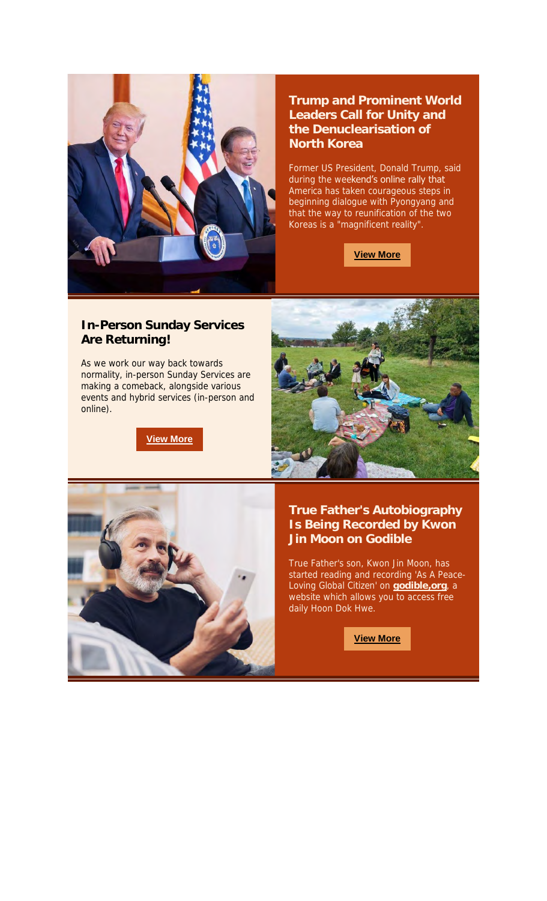## Trump and Prominent World Leaders Call for Unity and the Denuclearisation of North Korea

Former US President, Donald Trump, said during the weekend's online rally that America has taken courageous steps in beginning dialogue with Pyongyang and that the way to reunification of the two Koreas is a "magnificent reality".

**View More**

## In-Person Sunday Services Are Returning!

As we work our way back towards normality, in-person Sunday Services are making a comeback, alongside various events and hybrid services (in-person and online).

**View More**

## True Father's Autobiography Is Being Recorded by Kwon Jin Moon on Godible

True Father's son, Kwon Jin Moon, has started reading and recording 'As A Peace-Loving Global Citizen' on **godible,org**, a website which allows you to access free daily Hoon Dok Hwe.

**View More**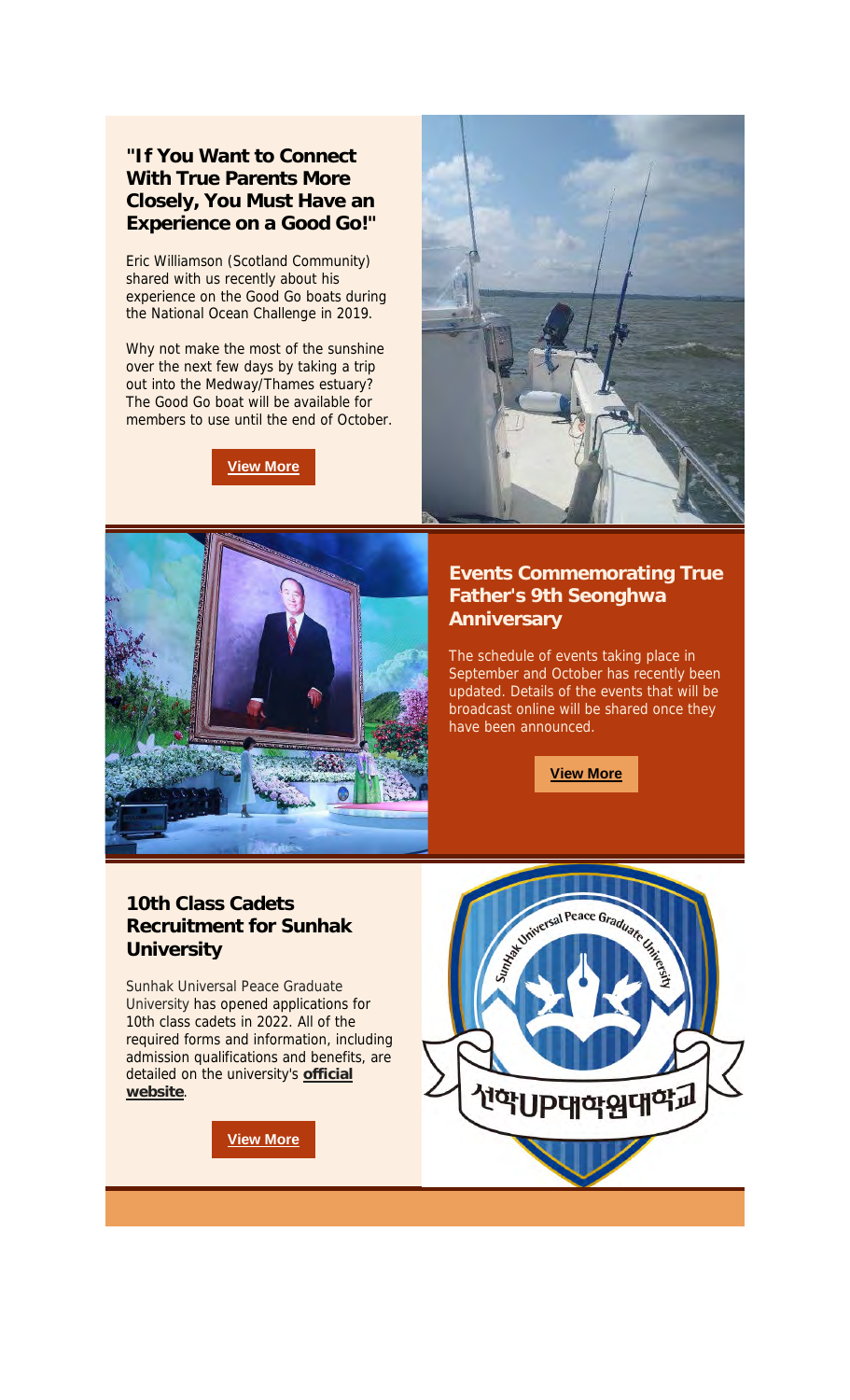## "If You Want to Connect With True Parents More Closely, You Must Have an Experience on a Good Go!"

Eric Williamson (Scotland Community) shared with us recently about his experience on the Good Go boats during the National Ocean Challenge in 2019.

Why not make the most of the sunshine over the next few days by taking a trip out into the Medway/Thames estuary? The Good Go boat will be available for members to use until the end of October.

**View More**

## Events Commemorating True Father's 9th Seonghwa Anniversary

The schedule of events taking place in September and October has recently been updated. Details of the events that will be broadcast online will be shared once they have been announced.

**View More**

## 10th Class Cadets Recruitment for Sunhak University

Sunhak Universal Peace Graduate University has opened applications for 10th class cadets in 2022. All of the required forms and information, including admission qualifications and benefits, are detailed on the university's **official website**.

**View More**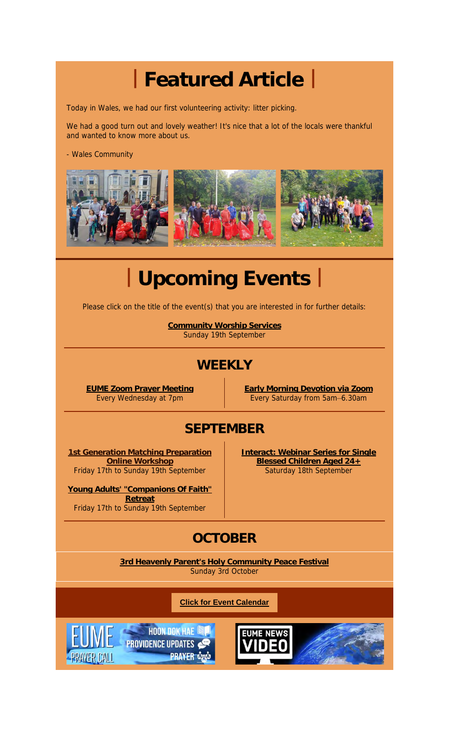# | Featured Article |

Today in Wales, we had our first volunteering activity: litter picking.

We had a good turn out and lovely weather! It's nice that a lot of the locals were thankful and wanted to know more about us.

- Wales Community

# | Upcoming Events |

Please click on the title of the event(s) that you are interested in for further details:

**Community Worship Services**
Sunday 19th September

## WEEKLY

**EUME Zoom Prayer Meeting**
Every Wednesday at 7pm

**Early Morning Devotion via Zoom**
Every Saturday from 5am–6.30am

## SEPTEMBER

**1st Generation Matching Preparation Online Workshop**
Friday 17th to Sunday 19th September

**Young Adults' "Companions Of Faith" Retreat**
Friday 17th to Sunday 19th September

**Interact: Webinar Series for Single Blessed Children Aged 24+**
Saturday 18th September

## OCTOBER

**3rd Heavenly Parent's Holy Community Peace Festival**
Sunday 3rd October

**Click for Event Calendar**

EUME PRAYER CALL — HOON DOK HAE, PROVIDENCE UPDATES, PRAYER

EUME NEWS VIDEO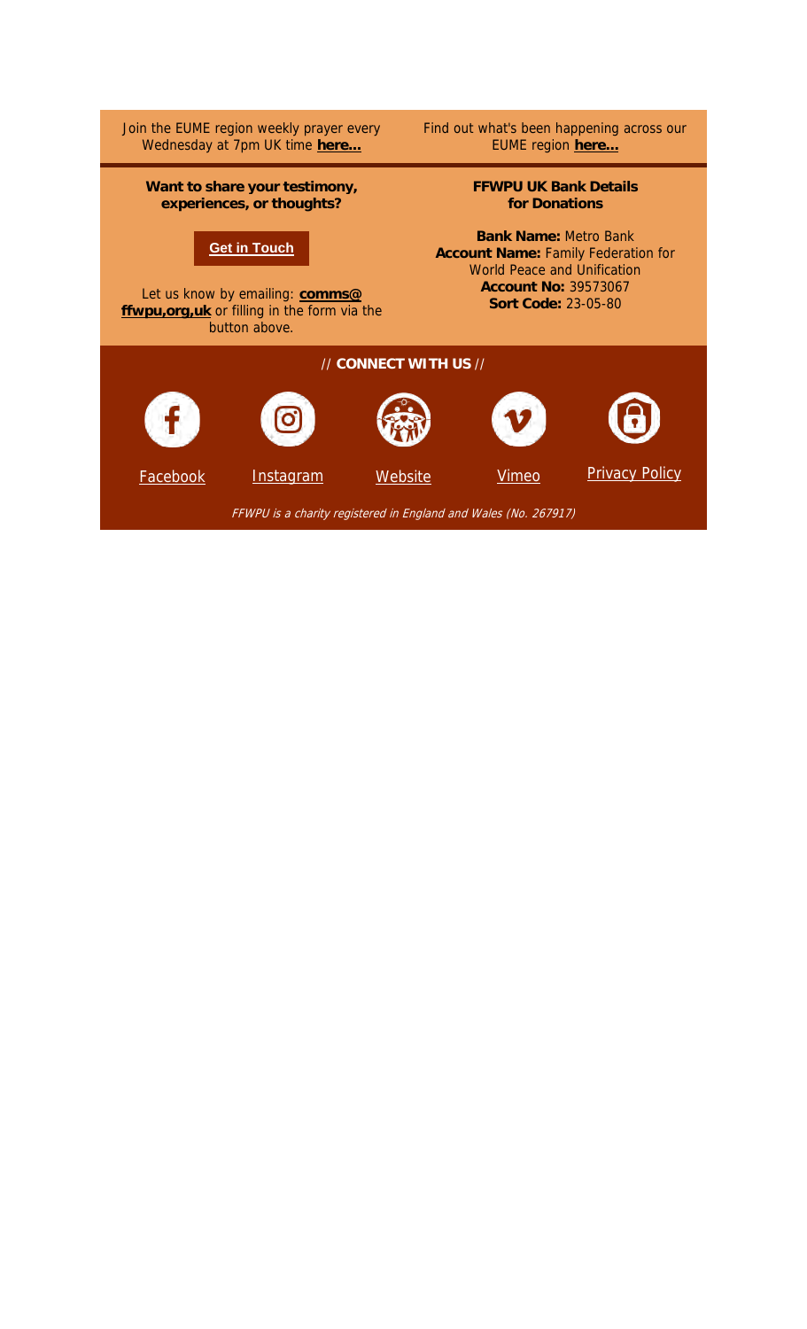Join the EUME region weekly prayer every Wednesday at 7pm UK time **here...**

Find out what's been happening across our EUME region **here...**

**Want to share your testimony, experiences, or thoughts?**

**Get in Touch**

Let us know by emailing: **comms@ffwpu,org,uk** or filling in the form via the button above.

**FFWPU UK Bank Details for Donations**

**Bank Name:** Metro Bank
**Account Name:** Family Federation for World Peace and Unification
**Account No:** 39573067
**Sort Code:** 23-05-80

// **CONNECT WITH US** //

Facebook | Instagram | Website | Vimeo | Privacy Policy

*FFWPU is a charity registered in England and Wales (No. 267917)*